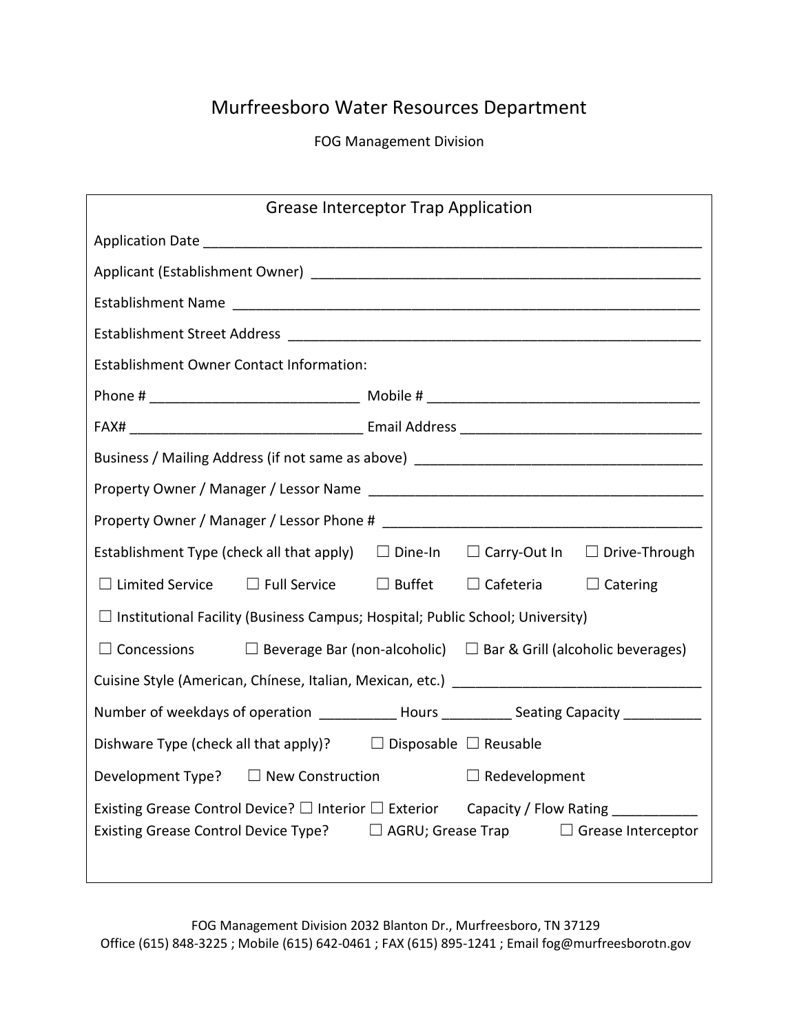# Murfreesboro Water Resources Department

FOG Management Division

## Grease Interceptor Trap Application

Application Date ___________________________________________________________________

Applicant (Establishment Owner) ____________________________________________________

Establishment Name _______________________________________________________________

Establishment Street Address ______________________________________________________

Establishment Owner Contact Information:

Phone # ___________________________ Mobile # ___________________________________

FAX# ______________________________ Email Address _______________________________

Business / Mailing Address (if not same as above) _____________________________________

Property Owner / Manager / Lessor Name ____________________________________________

Property Owner / Manager / Lessor Phone # __________________________________________

Establishment Type (check all that apply) ☐ Dine-In ☐ Carry-Out In ☐ Drive-Through

☐ Limited Service ☐ Full Service ☐ Buffet ☐ Cafeteria ☐ Catering

☐ Institutional Facility (Business Campus; Hospital; Public School; University)

☐ Concessions ☐ Beverage Bar (non-alcoholic) ☐ Bar & Grill (alcoholic beverages)

Cuisine Style (American, Chínese, Italian, Mexican, etc.) ______________________________

Number of weekdays of operation __________ Hours _________ Seating Capacity __________

Dishware Type (check all that apply)? ☐ Disposable ☐ Reusable

Development Type? ☐ New Construction ☐ Redevelopment

Existing Grease Control Device? ☐ Interior ☐ Exterior Capacity / Flow Rating ___________
Existing Grease Control Device Type? ☐ AGRU; Grease Trap ☐ Grease Interceptor

FOG Management Division 2032 Blanton Dr., Murfreesboro, TN 37129
Office (615) 848-3225 ; Mobile (615) 642-0461 ; FAX (615) 895-1241 ; Email fog@murfreesborotn.gov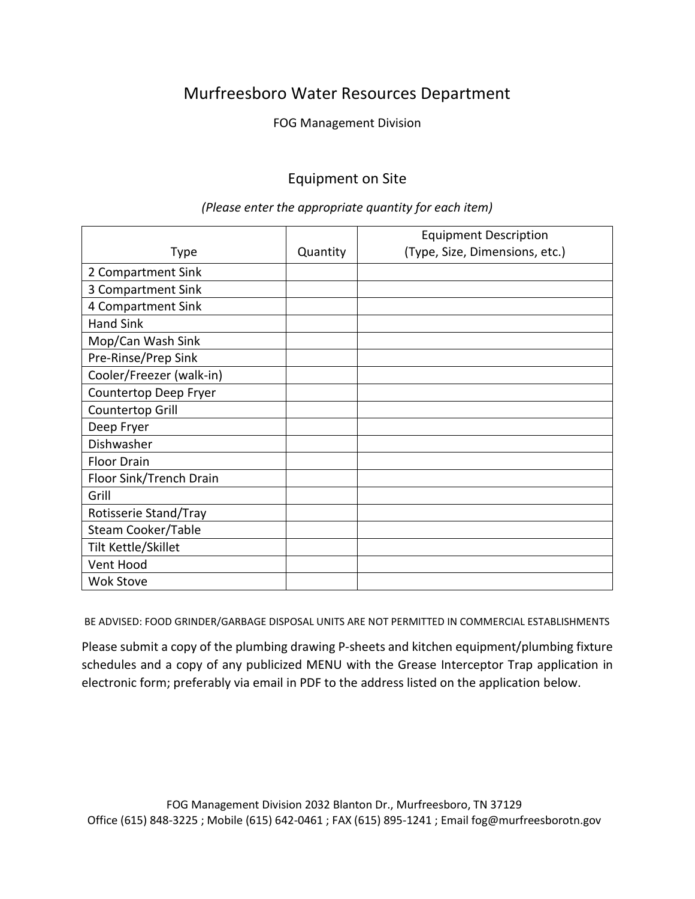# Murfreesboro Water Resources Department

FOG Management Division

## Equipment on Site

*(Please enter the appropriate quantity for each item)*

| Type | Quantity | Equipment Description (Type, Size, Dimensions, etc.) |
|---|---|---|
| 2 Compartment Sink | | |
| 3 Compartment Sink | | |
| 4 Compartment Sink | | |
| Hand Sink | | |
| Mop/Can Wash Sink | | |
| Pre-Rinse/Prep Sink | | |
| Cooler/Freezer (walk-in) | | |
| Countertop Deep Fryer | | |
| Countertop Grill | | |
| Deep Fryer | | |
| Dishwasher | | |
| Floor Drain | | |
| Floor Sink/Trench Drain | | |
| Grill | | |
| Rotisserie Stand/Tray | | |
| Steam Cooker/Table | | |
| Tilt Kettle/Skillet | | |
| Vent Hood | | |
| Wok Stove | | |

BE ADVISED: FOOD GRINDER/GARBAGE DISPOSAL UNITS ARE NOT PERMITTED IN COMMERCIAL ESTABLISHMENTS

Please submit a copy of the plumbing drawing P-sheets and kitchen equipment/plumbing fixture schedules and a copy of any publicized MENU with the Grease Interceptor Trap application in electronic form; preferably via email in PDF to the address listed on the application below.

FOG Management Division 2032 Blanton Dr., Murfreesboro, TN 37129
Office (615) 848-3225 ; Mobile (615) 642-0461 ; FAX (615) 895-1241 ; Email fog@murfreesborotn.gov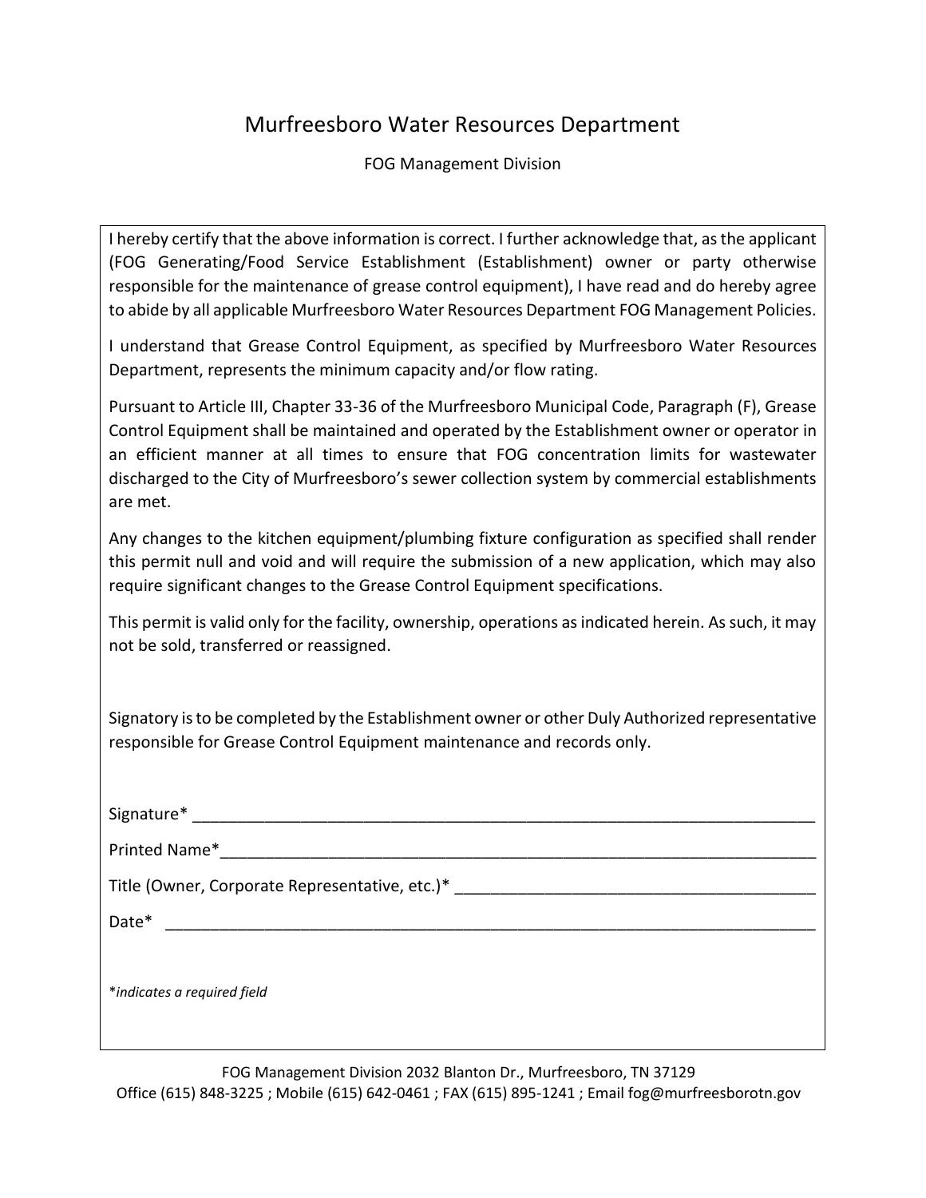# Murfreesboro Water Resources Department

FOG Management Division

I hereby certify that the above information is correct. I further acknowledge that, as the applicant (FOG Generating/Food Service Establishment (Establishment) owner or party otherwise responsible for the maintenance of grease control equipment), I have read and do hereby agree to abide by all applicable Murfreesboro Water Resources Department FOG Management Policies.

I understand that Grease Control Equipment, as specified by Murfreesboro Water Resources Department, represents the minimum capacity and/or flow rating.

Pursuant to Article III, Chapter 33-36 of the Murfreesboro Municipal Code, Paragraph (F), Grease Control Equipment shall be maintained and operated by the Establishment owner or operator in an efficient manner at all times to ensure that FOG concentration limits for wastewater discharged to the City of Murfreesboro's sewer collection system by commercial establishments are met.

Any changes to the kitchen equipment/plumbing fixture configuration as specified shall render this permit null and void and will require the submission of a new application, which may also require significant changes to the Grease Control Equipment specifications.

This permit is valid only for the facility, ownership, operations as indicated herein. As such, it may not be sold, transferred or reassigned.

Signatory is to be completed by the Establishment owner or other Duly Authorized representative responsible for Grease Control Equipment maintenance and records only.

Signature* ___________________________________________________________________

Printed Name*________________________________________________________________

Title (Owner, Corporate Representative, etc.)* _________________________________________

Date* ______________________________________________________________________

*indicates a required field*

FOG Management Division 2032 Blanton Dr., Murfreesboro, TN 37129
Office (615) 848-3225 ; Mobile (615) 642-0461 ; FAX (615) 895-1241 ; Email fog@murfreesborotn.gov